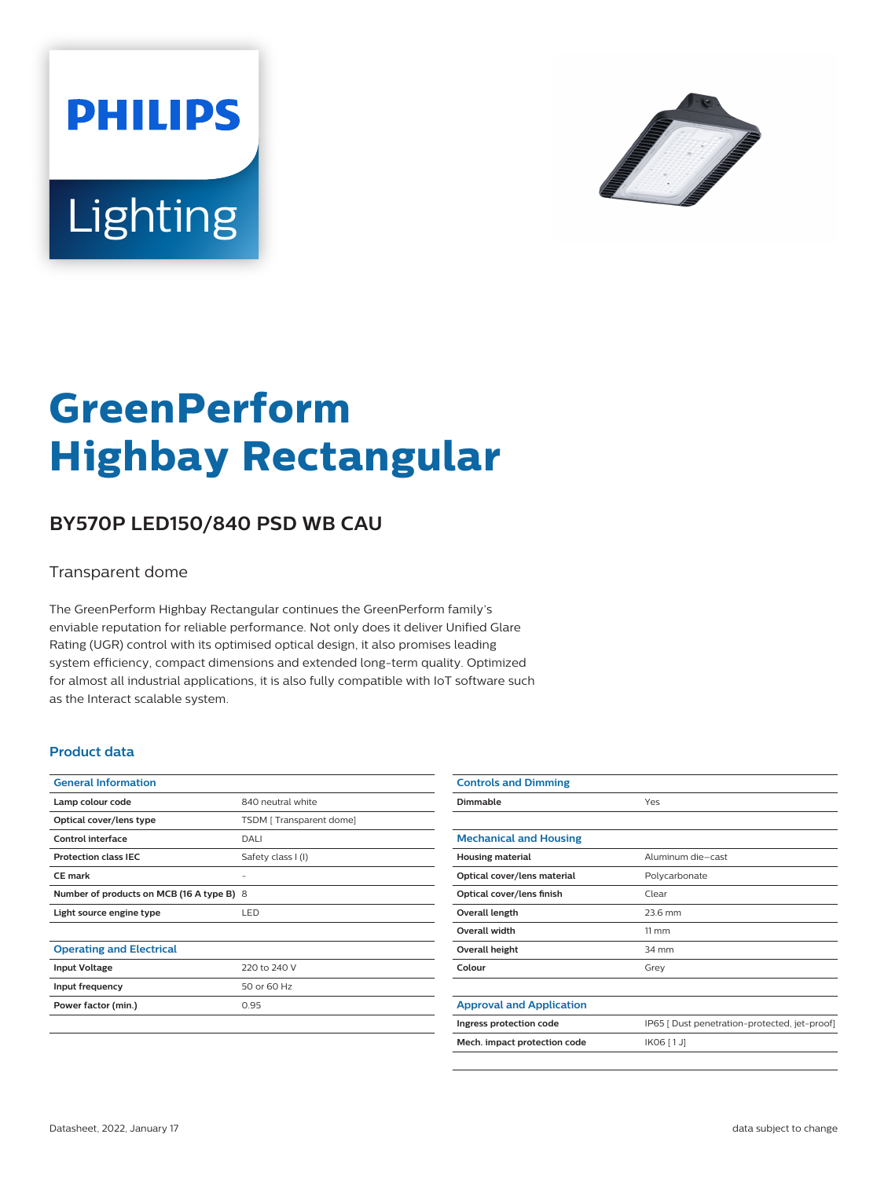# GreenPerform Highbay Rectangular

## BY570P LED150/840 PSD WB CAU

Transparent dome

The GreenPerform Highbay Rectangular continues the GreenPerform family's enviable reputation for reliable performance. Not only does it deliver Unified Glare Rating (UGR) control with its optimised optical design, it also promises leading system efficiency, compact dimensions and extended long-term quality. Optimized for almost all industrial applications, it is also fully compatible with IoT software such as the Interact scalable system.

### Product data

| General Information | |
|---|---|
| **Lamp colour code** | 840 neutral white |
| **Optical cover/lens type** | TSDM [ Transparent dome] |
| **Control interface** | DALI |
| **Protection class IEC** | Safety class I (I) |
| **CE mark** | - |
| **Number of products on MCB (16 A type B)** | 8 |
| **Light source engine type** | LED |

| Operating and Electrical | |
|---|---|
| **Input Voltage** | 220 to 240 V |
| **Input frequency** | 50 or 60 Hz |
| **Power factor (min.)** | 0.95 |

| Controls and Dimming | |
|---|---|
| **Dimmable** | Yes |

| Mechanical and Housing | |
|---|---|
| **Housing material** | Aluminum die-cast |
| **Optical cover/lens material** | Polycarbonate |
| **Optical cover/lens finish** | Clear |
| **Overall length** | 23.6 mm |
| **Overall width** | 11 mm |
| **Overall height** | 34 mm |
| **Colour** | Grey |

| Approval and Application | |
|---|---|
| **Ingress protection code** | IP65 [ Dust penetration-protected, jet-proof] |
| **Mech. impact protection code** | IK06 [ 1 J] |

Datasheet, 2022, January 17

data subject to change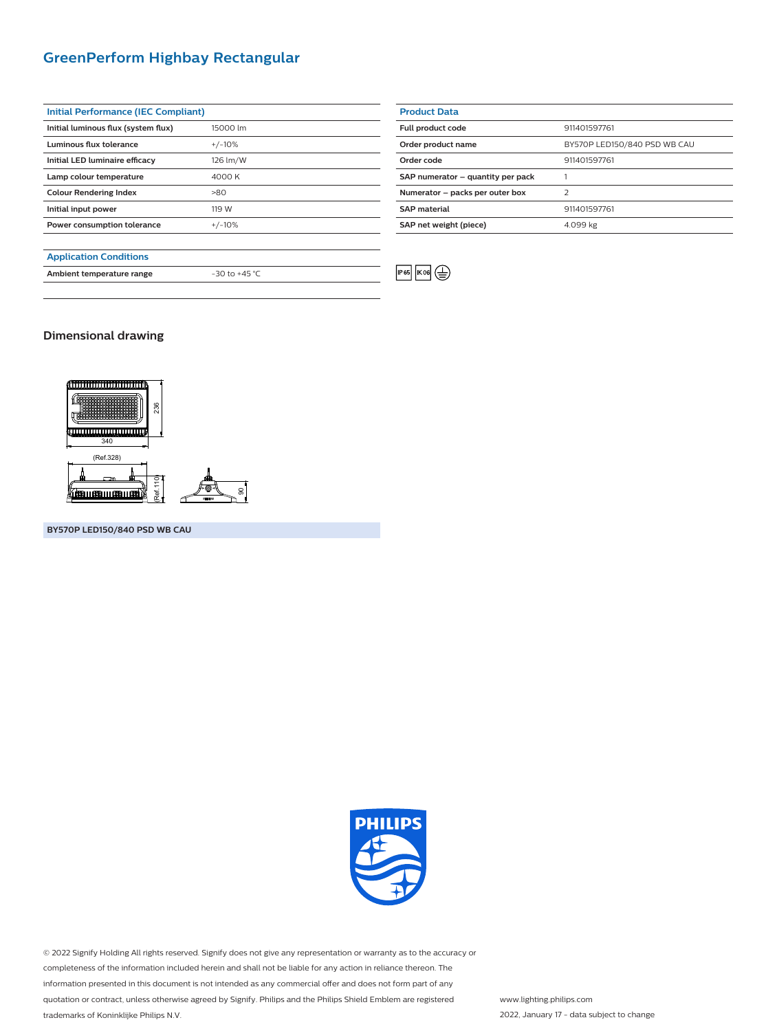# GreenPerform Highbay Rectangular

| Initial Performance (IEC Compliant) | |
| --- | --- |
| Initial luminous flux (system flux) | 15000 lm |
| Luminous flux tolerance | +/-10% |
| Initial LED luminaire efficacy | 126 lm/W |
| Lamp colour temperature | 4000 K |
| Colour Rendering Index | >80 |
| Initial input power | 119 W |
| Power consumption tolerance | +/-10% |

| Application Conditions | |
| --- | --- |
| Ambient temperature range | -30 to +45 °C |

| Product Data | |
| --- | --- |
| Full product code | 911401597761 |
| Order product name | BY570P LED150/840 PSD WB CAU |
| Order code | 911401597761 |
| SAP numerator – quantity per pack | 1 |
| Numerator – packs per outer box | 2 |
| SAP material | 911401597761 |
| SAP net weight (piece) | 4.099 kg |

IP65 IK06

## Dimensional drawing

236

340

(Ref.328)

(Ref.110)

90

**BY570P LED150/840 PSD WB CAU**

© 2022 Signify Holding All rights reserved. Signify does not give any representation or warranty as to the accuracy or completeness of the information included herein and shall not be liable for any action in reliance thereon. The information presented in this document is not intended as any commercial offer and does not form part of any quotation or contract, unless otherwise agreed by Signify. Philips and the Philips Shield Emblem are registered trademarks of Koninklijke Philips N.V.

www.lighting.philips.com

2022, January 17 - data subject to change